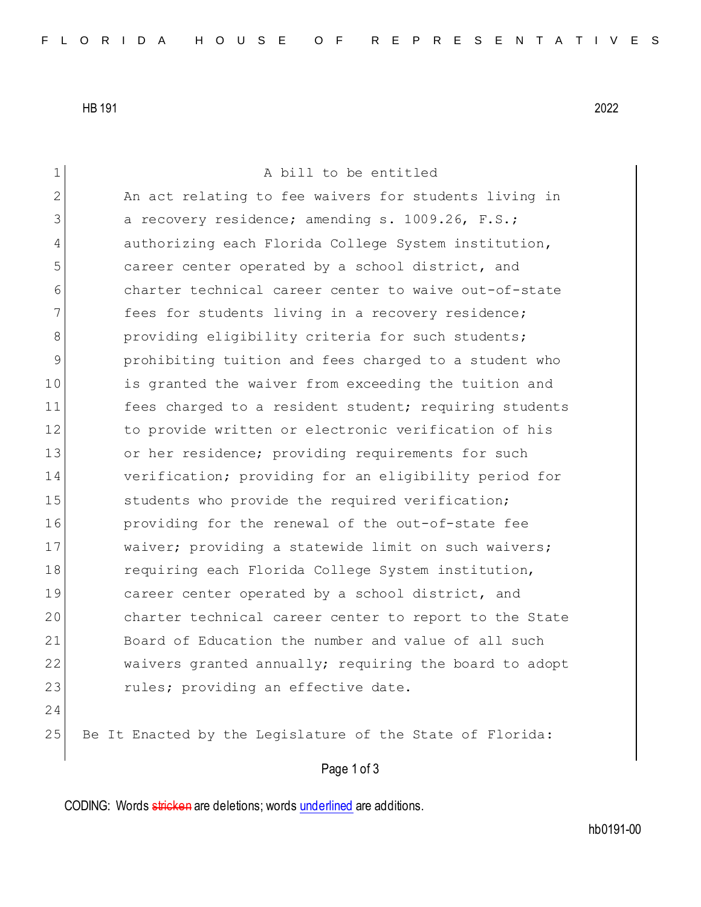A bill to be entitled

An act relating to fee waivers for students living in a recovery residence; amending s. 1009.26, F.S.; authorizing each Florida College System institution, career center operated by a school district, and charter technical career center to waive out-of-state fees for students living in a recovery residence; providing eligibility criteria for such students; prohibiting tuition and fees charged to a student who is granted the waiver from exceeding the tuition and fees charged to a resident student; requiring students to provide written or electronic verification of his or her residence; providing requirements for such verification; providing for an eligibility period for students who provide the required verification; providing for the renewal of the out-of-state fee waiver; providing a statewide limit on such waivers; requiring each Florida College System institution, career center operated by a school district, and charter technical career center to report to the State Board of Education the number and value of all such waivers granted annually; requiring the board to adopt rules; providing an effective date.

Be It Enacted by the Legislature of the State of Florida: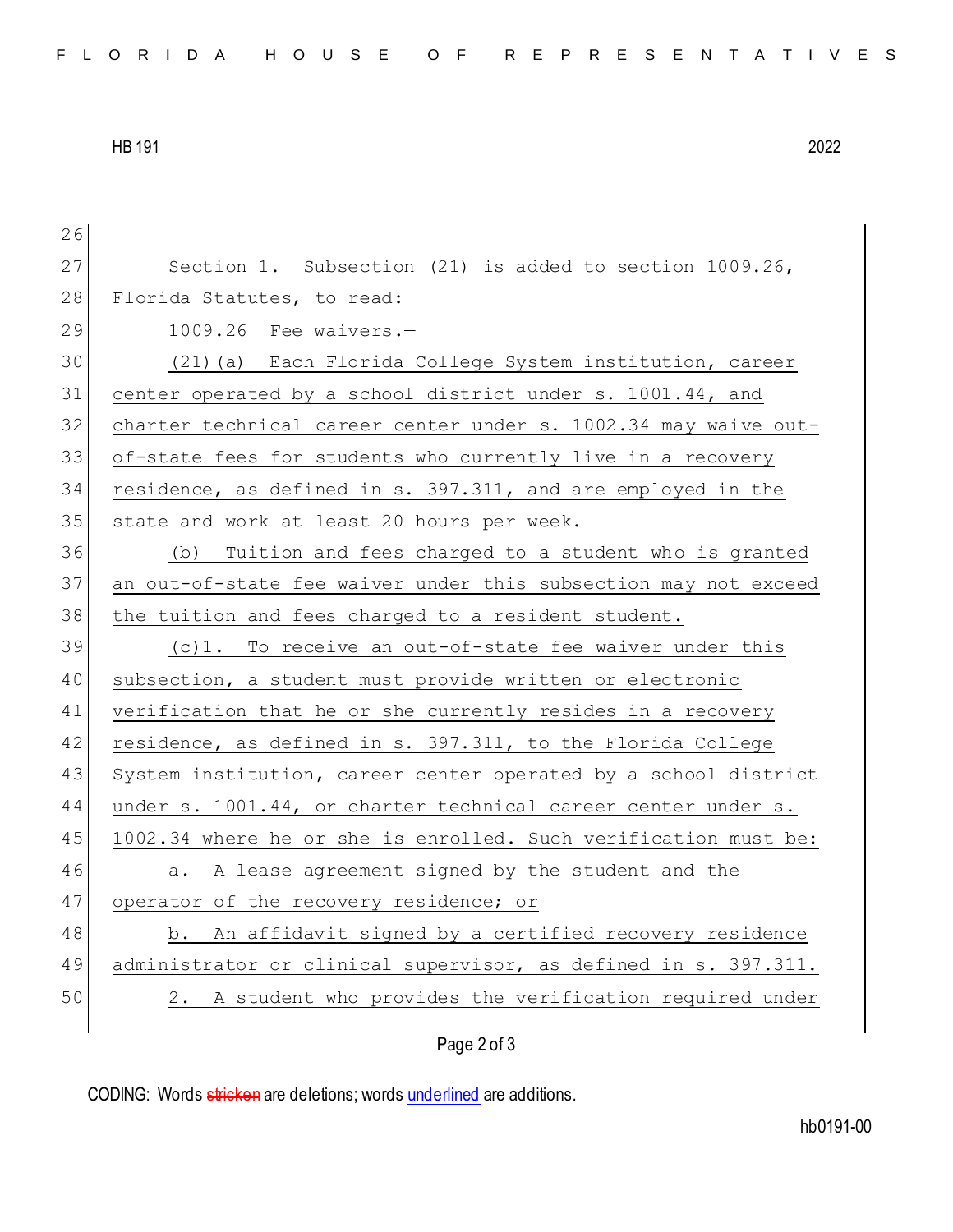Section 1. Subsection (21) is added to section 1009.26, Florida Statutes, to read:

1009.26 Fee waivers.—

(21)(a) Each Florida College System institution, career center operated by a school district under s. 1001.44, and charter technical career center under s. 1002.34 may waive out-of-state fees for students who currently live in a recovery residence, as defined in s. 397.311, and are employed in the state and work at least 20 hours per week.

(b) Tuition and fees charged to a student who is granted an out-of-state fee waiver under this subsection may not exceed the tuition and fees charged to a resident student.

(c)1. To receive an out-of-state fee waiver under this subsection, a student must provide written or electronic verification that he or she currently resides in a recovery residence, as defined in s. 397.311, to the Florida College System institution, career center operated by a school district under s. 1001.44, or charter technical career center under s. 1002.34 where he or she is enrolled. Such verification must be:

a. A lease agreement signed by the student and the operator of the recovery residence; or

b. An affidavit signed by a certified recovery residence administrator or clinical supervisor, as defined in s. 397.311.

2. A student who provides the verification required under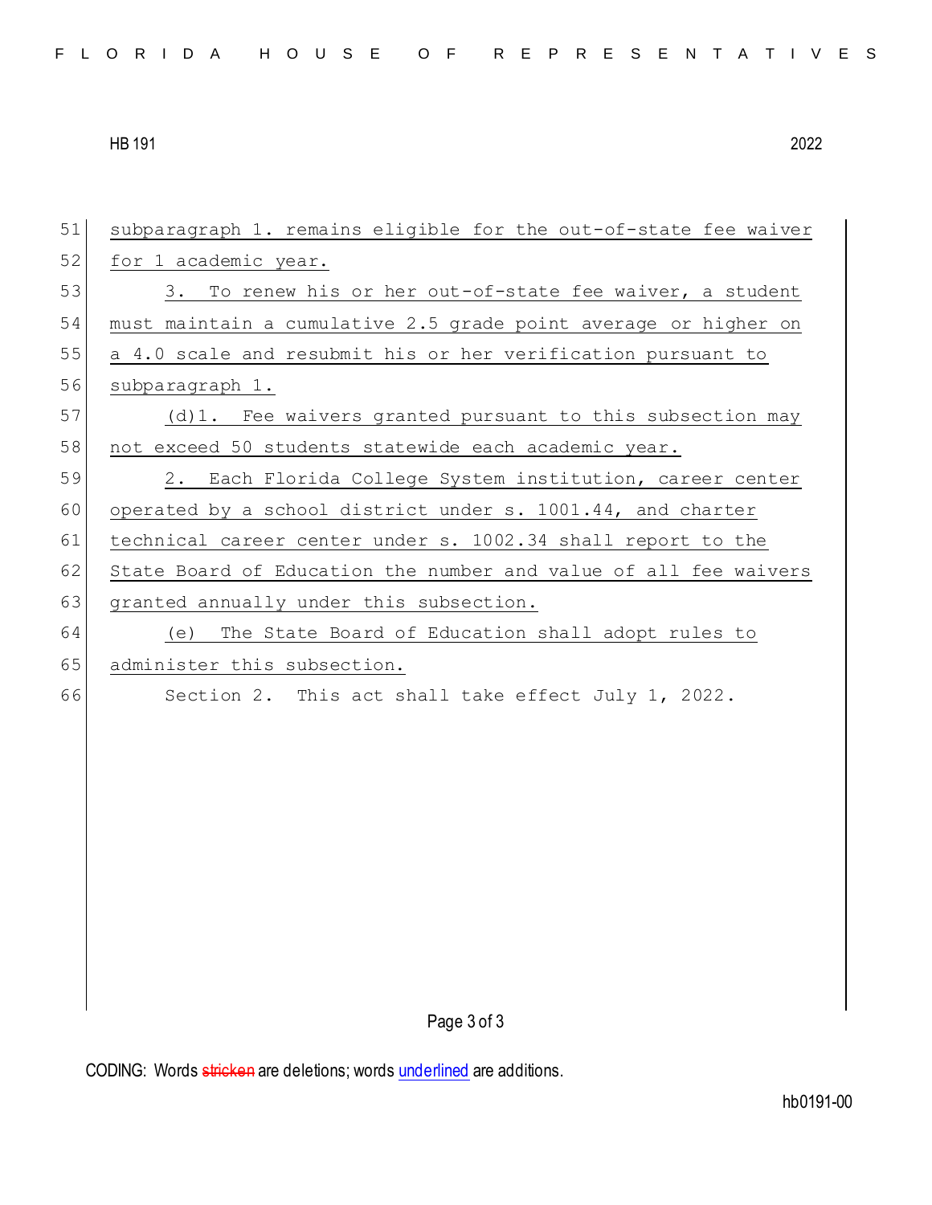51 subparagraph 1. remains eligible for the out-of-state fee waiver
52 for 1 academic year.

53 3. To renew his or her out-of-state fee waiver, a student
54 must maintain a cumulative 2.5 grade point average or higher on
55 a 4.0 scale and resubmit his or her verification pursuant to
56 subparagraph 1.

57 (d)1. Fee waivers granted pursuant to this subsection may
58 not exceed 50 students statewide each academic year.

59 2. Each Florida College System institution, career center
60 operated by a school district under s. 1001.44, and charter
61 technical career center under s. 1002.34 shall report to the
62 State Board of Education the number and value of all fee waivers
63 granted annually under this subsection.

64 (e) The State Board of Education shall adopt rules to
65 administer this subsection.

66 Section 2. This act shall take effect July 1, 2022.

CODING: Words stricken are deletions; words underlined are additions.

hb0191-00